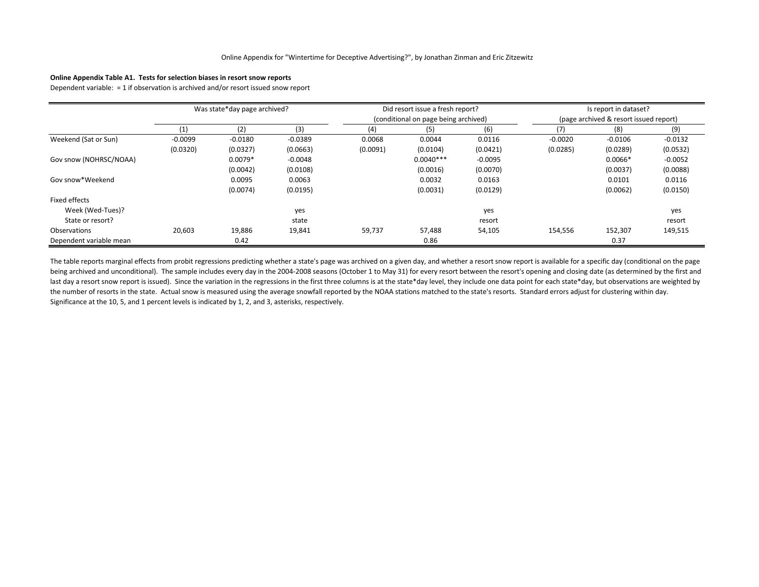Online Appendix for "Wintertime for Deceptive Advertising?", by Jonathan Zinman and Eric Zitzewitz

**Online Appendix Table A1. Tests for selection biases in resort snow reports**

Dependent variable: = 1 if observation is archived and/or resort issued snow report

| | Was state*day page archived? | | | Did resort issue a fresh report? (conditional on page being archived) | | | Is report in dataset? (page archived & resort issued report) | | |
|---|---|---|---|---|---|---|---|---|---|
| | (1) | (2) | (3) | (4) | (5) | (6) | (7) | (8) | (9) |
| Weekend (Sat or Sun) | -0.0099 | -0.0180 | -0.0389 | 0.0068 | 0.0044 | 0.0116 | -0.0020 | -0.0106 | -0.0132 |
| | (0.0320) | (0.0327) | (0.0663) | (0.0091) | (0.0104) | (0.0421) | (0.0285) | (0.0289) | (0.0532) |
| Gov snow (NOHRSC/NOAA) | | 0.0079* | -0.0048 | | 0.0040*** | -0.0095 | | 0.0066* | -0.0052 |
| | | (0.0042) | (0.0108) | | (0.0016) | (0.0070) | | (0.0037) | (0.0088) |
| Gov snow*Weekend | | 0.0095 | 0.0063 | | 0.0032 | 0.0163 | | 0.0101 | 0.0116 |
| | | (0.0074) | (0.0195) | | (0.0031) | (0.0129) | | (0.0062) | (0.0150) |
| Fixed effects | | | | | | | | | |
| Week (Wed-Tues)? | | | yes | | | yes | | | yes |
| State or resort? | | | state | | | resort | | | resort |
| Observations | 20,603 | 19,886 | 19,841 | 59,737 | 57,488 | 54,105 | 154,556 | 152,307 | 149,515 |
| Dependent variable mean | | 0.42 | | | 0.86 | | | 0.37 | |

The table reports marginal effects from probit regressions predicting whether a state's page was archived on a given day, and whether a resort snow report is available for a specific day (conditional on the page being archived and unconditional). The sample includes every day in the 2004-2008 seasons (October 1 to May 31) for every resort between the resort's opening and closing date (as determined by the first and last day a resort snow report is issued). Since the variation in the regressions in the first three columns is at the state*day level, they include one data point for each state*day, but observations are weighted by the number of resorts in the state. Actual snow is measured using the average snowfall reported by the NOAA stations matched to the state's resorts. Standard errors adjust for clustering within day. Significance at the 10, 5, and 1 percent levels is indicated by 1, 2, and 3, asterisks, respectively.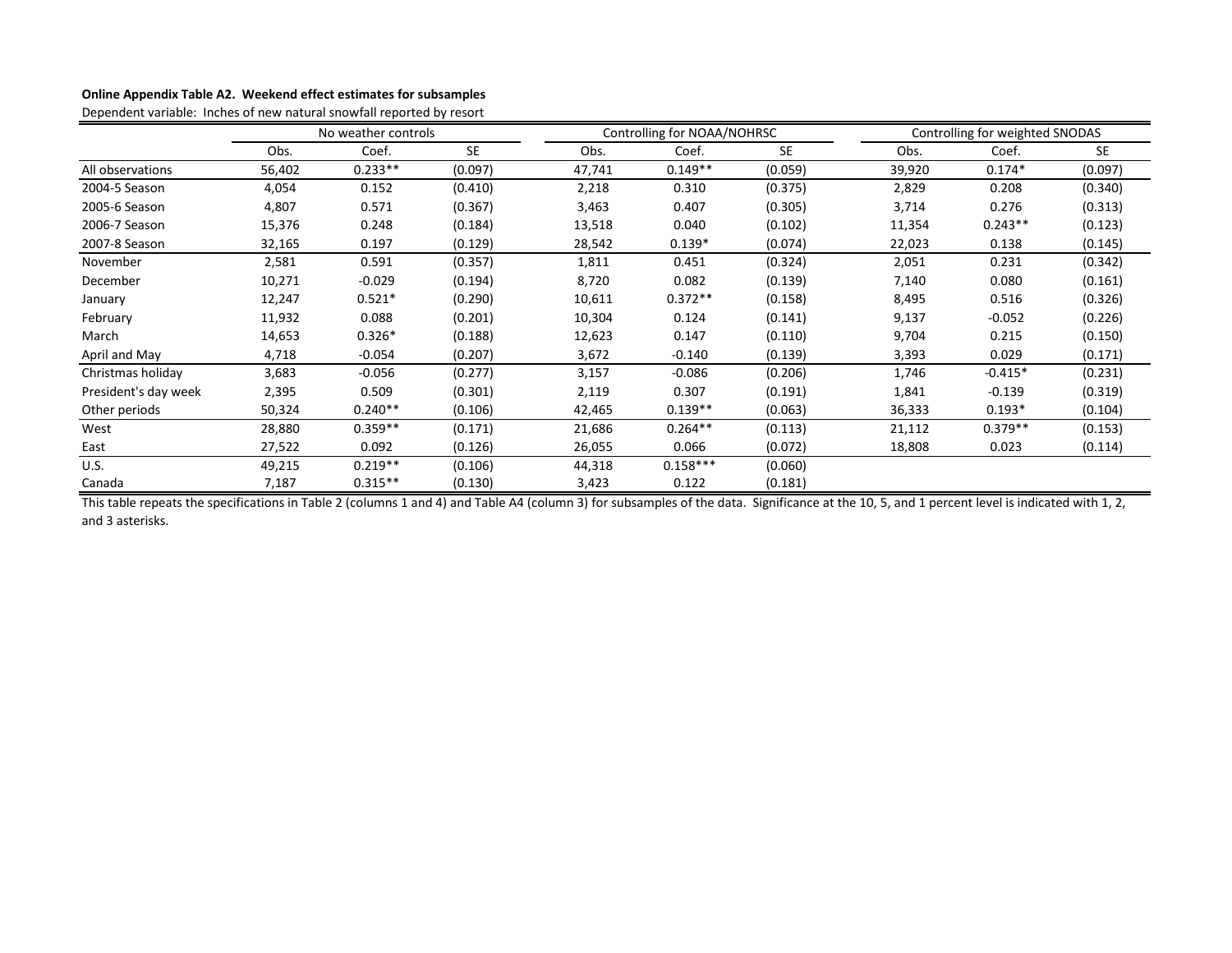**Online Appendix Table A2. Weekend effect estimates for subsamples**

Dependent variable: Inches of new natural snowfall reported by resort

| | No weather controls | | | Controlling for NOAA/NOHRSC | | | Controlling for weighted SNODAS | | |
|---|---|---|---|---|---|---|---|---|---|
| | Obs. | Coef. | SE | Obs. | Coef. | SE | Obs. | Coef. | SE |
| All observations | 56,402 | 0.233** | (0.097) | 47,741 | 0.149** | (0.059) | 39,920 | 0.174* | (0.097) |
| 2004-5 Season | 4,054 | 0.152 | (0.410) | 2,218 | 0.310 | (0.375) | 2,829 | 0.208 | (0.340) |
| 2005-6 Season | 4,807 | 0.571 | (0.367) | 3,463 | 0.407 | (0.305) | 3,714 | 0.276 | (0.313) |
| 2006-7 Season | 15,376 | 0.248 | (0.184) | 13,518 | 0.040 | (0.102) | 11,354 | 0.243** | (0.123) |
| 2007-8 Season | 32,165 | 0.197 | (0.129) | 28,542 | 0.139* | (0.074) | 22,023 | 0.138 | (0.145) |
| November | 2,581 | 0.591 | (0.357) | 1,811 | 0.451 | (0.324) | 2,051 | 0.231 | (0.342) |
| December | 10,271 | -0.029 | (0.194) | 8,720 | 0.082 | (0.139) | 7,140 | 0.080 | (0.161) |
| January | 12,247 | 0.521* | (0.290) | 10,611 | 0.372** | (0.158) | 8,495 | 0.516 | (0.326) |
| February | 11,932 | 0.088 | (0.201) | 10,304 | 0.124 | (0.141) | 9,137 | -0.052 | (0.226) |
| March | 14,653 | 0.326* | (0.188) | 12,623 | 0.147 | (0.110) | 9,704 | 0.215 | (0.150) |
| April and May | 4,718 | -0.054 | (0.207) | 3,672 | -0.140 | (0.139) | 3,393 | 0.029 | (0.171) |
| Christmas holiday | 3,683 | -0.056 | (0.277) | 3,157 | -0.086 | (0.206) | 1,746 | -0.415* | (0.231) |
| President's day week | 2,395 | 0.509 | (0.301) | 2,119 | 0.307 | (0.191) | 1,841 | -0.139 | (0.319) |
| Other periods | 50,324 | 0.240** | (0.106) | 42,465 | 0.139** | (0.063) | 36,333 | 0.193* | (0.104) |
| West | 28,880 | 0.359** | (0.171) | 21,686 | 0.264** | (0.113) | 21,112 | 0.379** | (0.153) |
| East | 27,522 | 0.092 | (0.126) | 26,055 | 0.066 | (0.072) | 18,808 | 0.023 | (0.114) |
| U.S. | 49,215 | 0.219** | (0.106) | 44,318 | 0.158*** | (0.060) | | | |
| Canada | 7,187 | 0.315** | (0.130) | 3,423 | 0.122 | (0.181) | | | |

This table repeats the specifications in Table 2 (columns 1 and 4) and Table A4 (column 3) for subsamples of the data. Significance at the 10, 5, and 1 percent level is indicated with 1, 2, and 3 asterisks.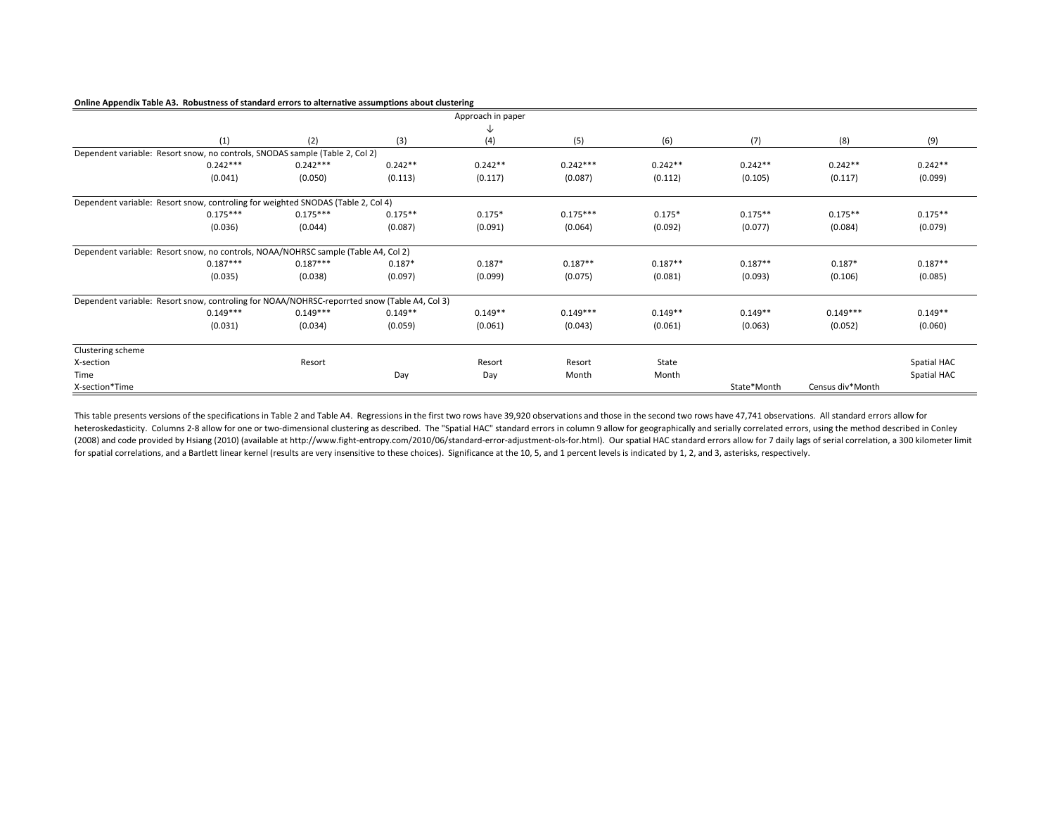**Online Appendix Table A3. Robustness of standard errors to alternative assumptions about clustering**

| | (1) | (2) | (3) | Approach in paper ↓ (4) | (5) | (6) | (7) | (8) | (9) |
|---|---|---|---|---|---|---|---|---|---|
| Dependent variable: Resort snow, no controls, SNODAS sample (Table 2, Col 2) | | | | | | | | | |
| | 0.242*** | 0.242*** | 0.242** | 0.242** | 0.242*** | 0.242** | 0.242** | 0.242** | 0.242** |
| | (0.041) | (0.050) | (0.113) | (0.117) | (0.087) | (0.112) | (0.105) | (0.117) | (0.099) |
| Dependent variable: Resort snow, controling for weighted SNODAS (Table 2, Col 4) | | | | | | | | | |
| | 0.175*** | 0.175*** | 0.175** | 0.175* | 0.175*** | 0.175* | 0.175** | 0.175** | 0.175** |
| | (0.036) | (0.044) | (0.087) | (0.091) | (0.064) | (0.092) | (0.077) | (0.084) | (0.079) |
| Dependent variable: Resort snow, no controls, NOAA/NOHRSC sample (Table A4, Col 2) | | | | | | | | | |
| | 0.187*** | 0.187*** | 0.187* | 0.187* | 0.187** | 0.187** | 0.187** | 0.187* | 0.187** |
| | (0.035) | (0.038) | (0.097) | (0.099) | (0.075) | (0.081) | (0.093) | (0.106) | (0.085) |
| Dependent variable: Resort snow, controling for NOAA/NOHRSC-reporrted snow (Table A4, Col 3) | | | | | | | | | |
| | 0.149*** | 0.149*** | 0.149** | 0.149** | 0.149*** | 0.149** | 0.149** | 0.149*** | 0.149** |
| | (0.031) | (0.034) | (0.059) | (0.061) | (0.043) | (0.061) | (0.063) | (0.052) | (0.060) |
| Clustering scheme | | | | | | | | | |
| X-section | | Resort | | Resort | Resort | State | | | Spatial HAC |
| Time | | | Day | Day | Month | Month | | | Spatial HAC |
| X-section*Time | | | | | | | State*Month | Census div*Month | |

This table presents versions of the specifications in Table 2 and Table A4. Regressions in the first two rows have 39,920 observations and those in the second two rows have 47,741 observations. All standard errors allow for heteroskedasticity. Columns 2-8 allow for one or two-dimensional clustering as described. The "Spatial HAC" standard errors in column 9 allow for geographically and serially correlated errors, using the method described in Conley (2008) and code provided by Hsiang (2010) (available at http://www.fight-entropy.com/2010/06/standard-error-adjustment-ols-for.html). Our spatial HAC standard errors allow for 7 daily lags of serial correlation, a 300 kilometer limit for spatial correlations, and a Bartlett linear kernel (results are very insensitive to these choices). Significance at the 10, 5, and 1 percent levels is indicated by 1, 2, and 3, asterisks, respectively.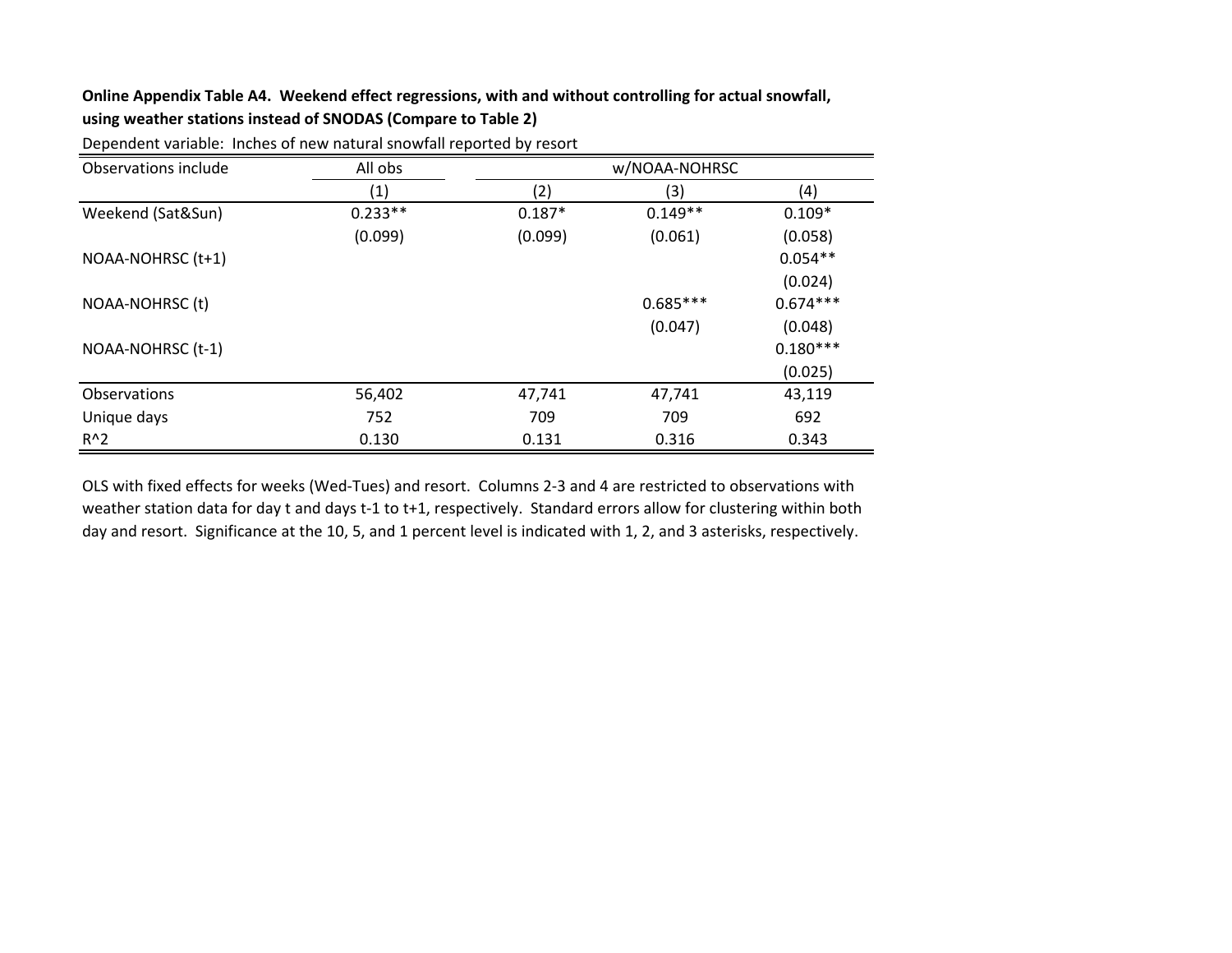**Online Appendix Table A4. Weekend effect regressions, with and without controlling for actual snowfall, using weather stations instead of SNODAS (Compare to Table 2)**

Dependent variable: Inches of new natural snowfall reported by resort

| Observations include | All obs | w/NOAA-NOHRSC | | |
|---|---|---|---|---|
| | (1) | (2) | (3) | (4) |
| Weekend (Sat&Sun) | 0.233** | 0.187* | 0.149** | 0.109* |
| | (0.099) | (0.099) | (0.061) | (0.058) |
| NOAA-NOHRSC (t+1) | | | | 0.054** |
| | | | | (0.024) |
| NOAA-NOHRSC (t) | | | 0.685*** | 0.674*** |
| | | | (0.047) | (0.048) |
| NOAA-NOHRSC (t-1) | | | | 0.180*** |
| | | | | (0.025) |
| Observations | 56,402 | 47,741 | 47,741 | 43,119 |
| Unique days | 752 | 709 | 709 | 692 |
| $R^2$ | 0.130 | 0.131 | 0.316 | 0.343 |

OLS with fixed effects for weeks (Wed-Tues) and resort. Columns 2-3 and 4 are restricted to observations with weather station data for day t and days t-1 to t+1, respectively. Standard errors allow for clustering within both day and resort. Significance at the 10, 5, and 1 percent level is indicated with 1, 2, and 3 asterisks, respectively.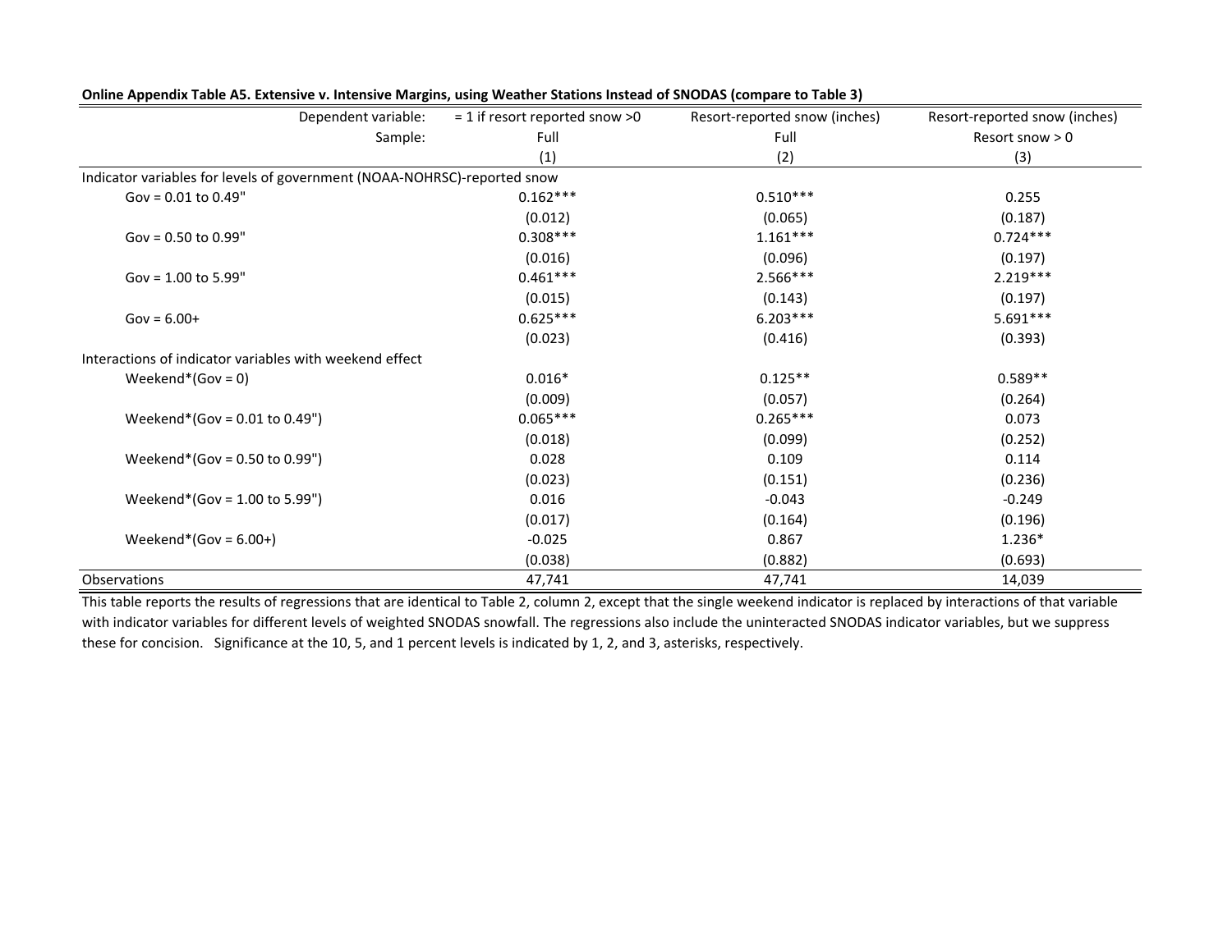**Online Appendix Table A5. Extensive v. Intensive Margins, using Weather Stations Instead of SNODAS (compare to Table 3)**

| Dependent variable: | = 1 if resort reported snow >0 | Resort-reported snow (inches) | Resort-reported snow (inches) |
|---|---|---|---|
| Sample: | Full | Full | Resort snow > 0 |
| | (1) | (2) | (3) |
| Indicator variables for levels of government (NOAA-NOHRSC)-reported snow | | | |
| Gov = 0.01 to 0.49" | 0.162*** | 0.510*** | 0.255 |
| | (0.012) | (0.065) | (0.187) |
| Gov = 0.50 to 0.99" | 0.308*** | 1.161*** | 0.724*** |
| | (0.016) | (0.096) | (0.197) |
| Gov = 1.00 to 5.99" | 0.461*** | 2.566*** | 2.219*** |
| | (0.015) | (0.143) | (0.197) |
| Gov = 6.00+ | 0.625*** | 6.203*** | 5.691*** |
| | (0.023) | (0.416) | (0.393) |
| Interactions of indicator variables with weekend effect | | | |
| Weekend*(Gov = 0) | 0.016* | 0.125** | 0.589** |
| | (0.009) | (0.057) | (0.264) |
| Weekend*(Gov = 0.01 to 0.49") | 0.065*** | 0.265*** | 0.073 |
| | (0.018) | (0.099) | (0.252) |
| Weekend*(Gov = 0.50 to 0.99") | 0.028 | 0.109 | 0.114 |
| | (0.023) | (0.151) | (0.236) |
| Weekend*(Gov = 1.00 to 5.99") | 0.016 | -0.043 | -0.249 |
| | (0.017) | (0.164) | (0.196) |
| Weekend*(Gov = 6.00+) | -0.025 | 0.867 | 1.236* |
| | (0.038) | (0.882) | (0.693) |
| Observations | 47,741 | 47,741 | 14,039 |

This table reports the results of regressions that are identical to Table 2, column 2, except that the single weekend indicator is replaced by interactions of that variable with indicator variables for different levels of weighted SNODAS snowfall. The regressions also include the uninteracted SNODAS indicator variables, but we suppress these for concision. Significance at the 10, 5, and 1 percent levels is indicated by 1, 2, and 3, asterisks, respectively.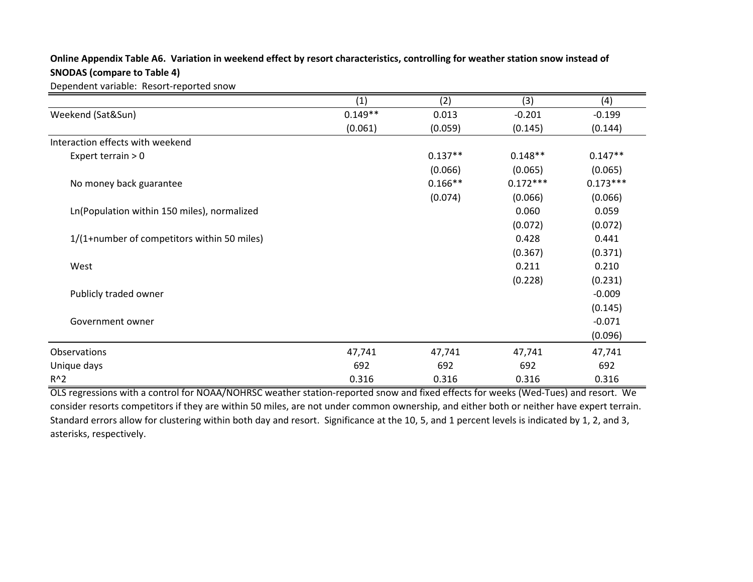**Online Appendix Table A6. Variation in weekend effect by resort characteristics, controlling for weather station snow instead of SNODAS (compare to Table 4)**

Dependent variable: Resort-reported snow

| | (1) | (2) | (3) | (4) |
|---|---|---|---|---|
| Weekend (Sat&Sun) | 0.149** | 0.013 | -0.201 | -0.199 |
| | (0.061) | (0.059) | (0.145) | (0.144) |
| Interaction effects with weekend | | | | |
| Expert terrain > 0 | | 0.137** | 0.148** | 0.147** |
| | | (0.066) | (0.065) | (0.065) |
| No money back guarantee | | 0.166** | 0.172*** | 0.173*** |
| | | (0.074) | (0.066) | (0.066) |
| Ln(Population within 150 miles), normalized | | | 0.060 | 0.059 |
| | | | (0.072) | (0.072) |
| 1/(1+number of competitors within 50 miles) | | | 0.428 | 0.441 |
| | | | (0.367) | (0.371) |
| West | | | 0.211 | 0.210 |
| | | | (0.228) | (0.231) |
| Publicly traded owner | | | | -0.009 |
| | | | | (0.145) |
| Government owner | | | | -0.071 |
| | | | | (0.096) |
| Observations | 47,741 | 47,741 | 47,741 | 47,741 |
| Unique days | 692 | 692 | 692 | 692 |
| $R^2$ | 0.316 | 0.316 | 0.316 | 0.316 |

OLS regressions with a control for NOAA/NOHRSC weather station-reported snow and fixed effects for weeks (Wed-Tues) and resort. We consider resorts competitors if they are within 50 miles, are not under common ownership, and either both or neither have expert terrain. Standard errors allow for clustering within both day and resort. Significance at the 10, 5, and 1 percent levels is indicated by 1, 2, and 3, asterisks, respectively.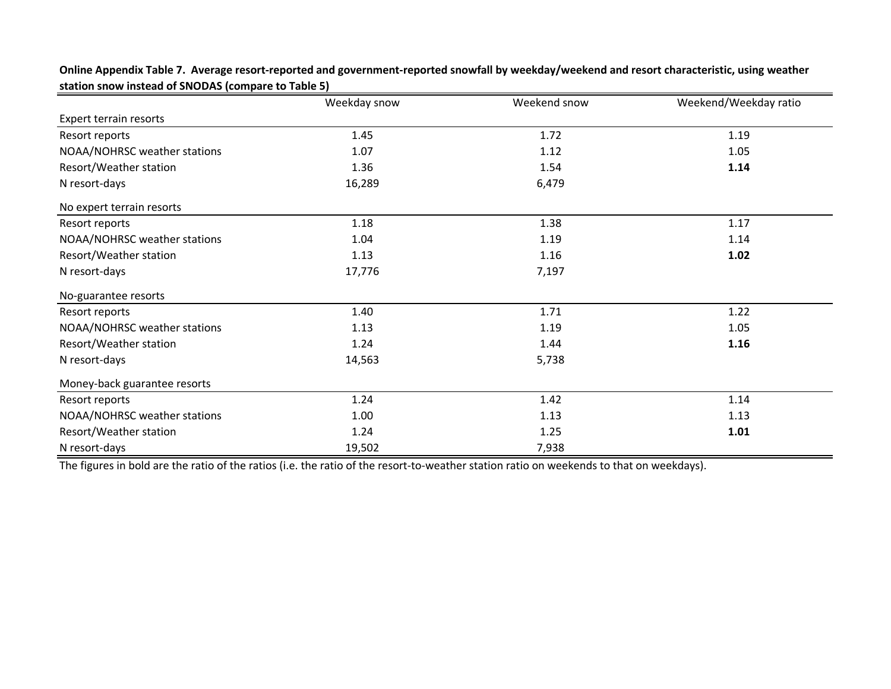**Online Appendix Table 7. Average resort-reported and government-reported snowfall by weekday/weekend and resort characteristic, using weather station snow instead of SNODAS (compare to Table 5)**

| | Weekday snow | Weekend snow | Weekend/Weekday ratio |
|---|---|---|---|
| Expert terrain resorts | | | |
| Resort reports | 1.45 | 1.72 | 1.19 |
| NOAA/NOHRSC weather stations | 1.07 | 1.12 | 1.05 |
| Resort/Weather station | 1.36 | 1.54 | **1.14** |
| N resort-days | 16,289 | 6,479 | |
| No expert terrain resorts | | | |
| Resort reports | 1.18 | 1.38 | 1.17 |
| NOAA/NOHRSC weather stations | 1.04 | 1.19 | 1.14 |
| Resort/Weather station | 1.13 | 1.16 | **1.02** |
| N resort-days | 17,776 | 7,197 | |
| No-guarantee resorts | | | |
| Resort reports | 1.40 | 1.71 | 1.22 |
| NOAA/NOHRSC weather stations | 1.13 | 1.19 | 1.05 |
| Resort/Weather station | 1.24 | 1.44 | **1.16** |
| N resort-days | 14,563 | 5,738 | |
| Money-back guarantee resorts | | | |
| Resort reports | 1.24 | 1.42 | 1.14 |
| NOAA/NOHRSC weather stations | 1.00 | 1.13 | 1.13 |
| Resort/Weather station | 1.24 | 1.25 | **1.01** |
| N resort-days | 19,502 | 7,938 | |

The figures in bold are the ratio of the ratios (i.e. the ratio of the resort-to-weather station ratio on weekends to that on weekdays).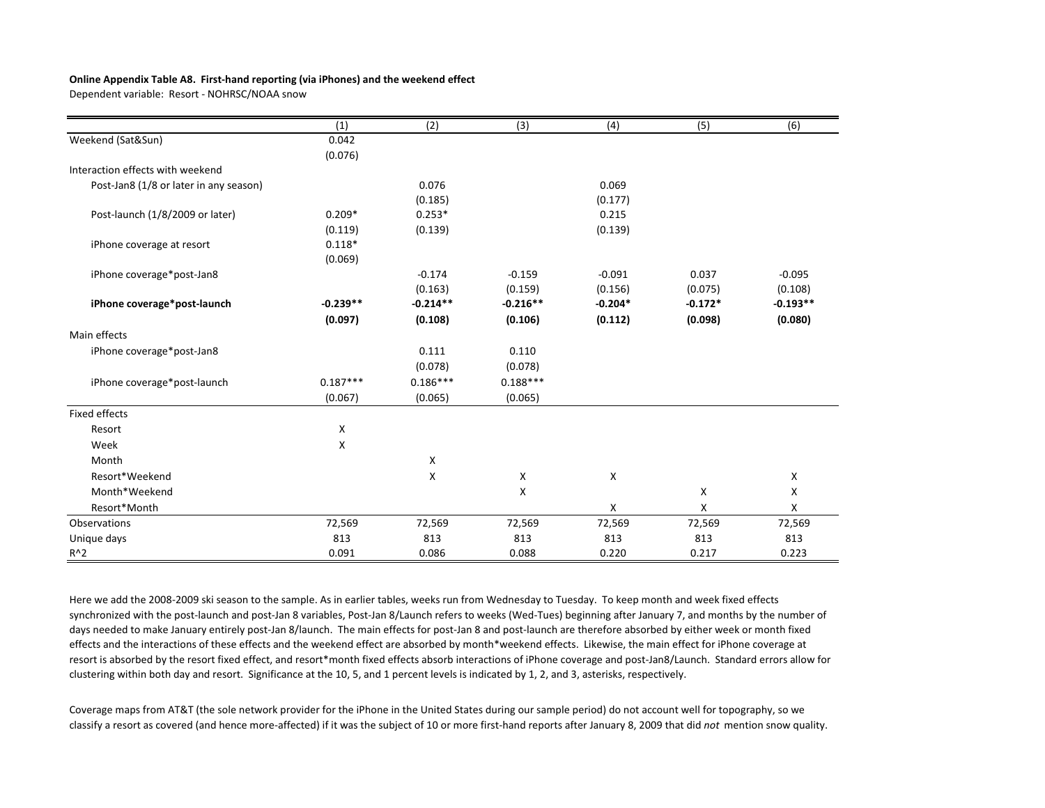**Online Appendix Table A8. First-hand reporting (via iPhones) and the weekend effect**

Dependent variable: Resort - NOHRSC/NOAA snow

| | (1) | (2) | (3) | (4) | (5) | (6) |
|---|---|---|---|---|---|---|
| Weekend (Sat&Sun) | 0.042 | | | | | |
| | (0.076) | | | | | |
| Interaction effects with weekend | | | | | | |
| Post-Jan8 (1/8 or later in any season) | | 0.076 | | 0.069 | | |
| | | (0.185) | | (0.177) | | |
| Post-launch (1/8/2009 or later) | 0.209* | 0.253* | | 0.215 | | |
| | (0.119) | (0.139) | | (0.139) | | |
| iPhone coverage at resort | 0.118* | | | | | |
| | (0.069) | | | | | |
| iPhone coverage*post-Jan8 | | -0.174 | -0.159 | -0.091 | 0.037 | -0.095 |
| | | (0.163) | (0.159) | (0.156) | (0.075) | (0.108) |
| **iPhone coverage*post-launch** | **-0.239**** | **-0.214**** | **-0.216**** | **-0.204*** | **-0.172*** | **-0.193**** |
| | **(0.097)** | **(0.108)** | **(0.106)** | **(0.112)** | **(0.098)** | **(0.080)** |
| Main effects | | | | | | |
| iPhone coverage*post-Jan8 | | 0.111 | 0.110 | | | |
| | | (0.078) | (0.078) | | | |
| iPhone coverage*post-launch | 0.187*** | 0.186*** | 0.188*** | | | |
| | (0.067) | (0.065) | (0.065) | | | |
| Fixed effects | | | | | | |
| Resort | X | | | | | |
| Week | X | | | | | |
| Month | | X | | | | |
| Resort*Weekend | | X | X | X | | X |
| Month*Weekend | | | X | | X | X |
| Resort*Month | | | | X | X | X |
| Observations | 72,569 | 72,569 | 72,569 | 72,569 | 72,569 | 72,569 |
| Unique days | 813 | 813 | 813 | 813 | 813 | 813 |
| $R^2$ | 0.091 | 0.086 | 0.088 | 0.220 | 0.217 | 0.223 |

Here we add the 2008-2009 ski season to the sample. As in earlier tables, weeks run from Wednesday to Tuesday. To keep month and week fixed effects synchronized with the post-launch and post-Jan 8 variables, Post-Jan 8/Launch refers to weeks (Wed-Tues) beginning after January 7, and months by the number of days needed to make January entirely post-Jan 8/launch. The main effects for post-Jan 8 and post-launch are therefore absorbed by either week or month fixed effects and the interactions of these effects and the weekend effect are absorbed by month*weekend effects. Likewise, the main effect for iPhone coverage at resort is absorbed by the resort fixed effect, and resort*month fixed effects absorb interactions of iPhone coverage and post-Jan8/Launch. Standard errors allow for clustering within both day and resort. Significance at the 10, 5, and 1 percent levels is indicated by 1, 2, and 3, asterisks, respectively.

Coverage maps from AT&T (the sole network provider for the iPhone in the United States during our sample period) do not account well for topography, so we classify a resort as covered (and hence more-affected) if it was the subject of 10 or more first-hand reports after January 8, 2009 that did *not* mention snow quality.